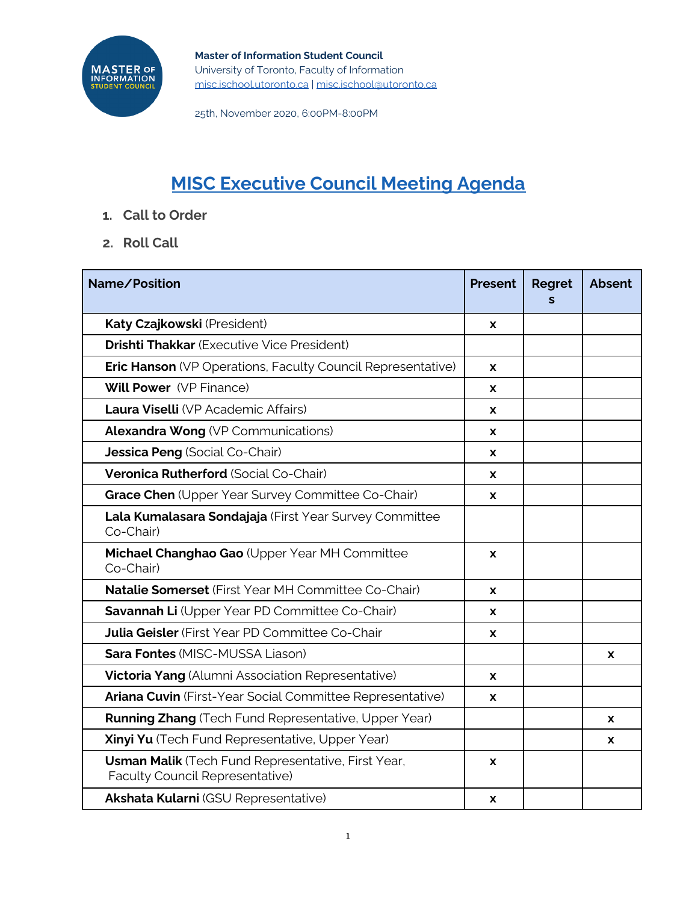**Master of Information Student Council**
University of Toronto, Faculty of Information
misc.ischool.utoronto.ca | misc.ischool@utoronto.ca

25th, November 2020, 6:00PM-8:00PM

# MISC Executive Council Meeting Agenda

1. **Call to Order**
2. **Roll Call**

| Name/Position | Present | Regrets | Absent |
|---|---|---|---|
| **Katy Czajkowski** (President) | x | | |
| **Drishti Thakkar** (Executive Vice President) | | | |
| **Eric Hanson** (VP Operations, Faculty Council Representative) | x | | |
| **Will Power** (VP Finance) | x | | |
| **Laura Viselli** (VP Academic Affairs) | x | | |
| **Alexandra Wong** (VP Communications) | x | | |
| **Jessica Peng** (Social Co-Chair) | x | | |
| **Veronica Rutherford** (Social Co-Chair) | x | | |
| **Grace Chen** (Upper Year Survey Committee Co-Chair) | x | | |
| **Lala Kumalasara Sondajaja** (First Year Survey Committee Co-Chair) | | | |
| **Michael Changhao Gao** (Upper Year MH Committee Co-Chair) | x | | |
| **Natalie Somerset** (First Year MH Committee Co-Chair) | x | | |
| **Savannah Li** (Upper Year PD Committee Co-Chair) | x | | |
| **Julia Geisler** (First Year PD Committee Co-Chair | x | | |
| **Sara Fontes** (MISC-MUSSA Liason) | | | x |
| **Victoria Yang** (Alumni Association Representative) | x | | |
| **Ariana Cuvin** (First-Year Social Committee Representative) | x | | |
| **Running Zhang** (Tech Fund Representative, Upper Year) | | | x |
| **Xinyi Yu** (Tech Fund Representative, Upper Year) | | | x |
| **Usman Malik** (Tech Fund Representative, First Year, Faculty Council Representative) | x | | |
| **Akshata Kularni** (GSU Representative) | x | | |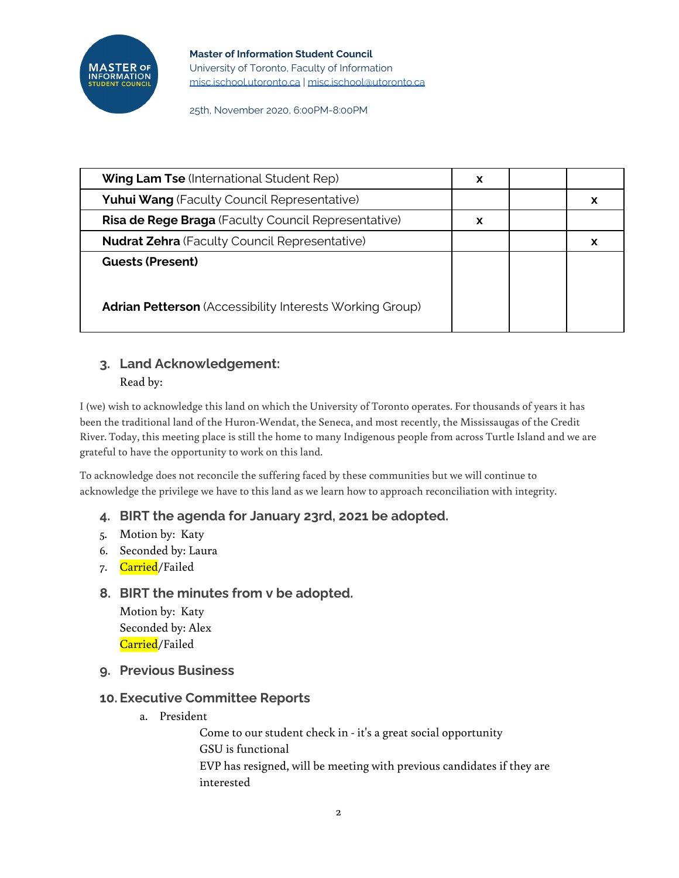**Master of Information Student Council**
University of Toronto, Faculty of Information
misc.ischool.utoronto.ca | misc.ischool@utoronto.ca

25th, November 2020, 6:00PM-8:00PM

| | | | |
|---|---|---|---|
| **Wing Lam Tse** (International Student Rep) | x | | |
| **Yuhui Wang** (Faculty Council Representative) | | | x |
| **Risa de Rege Braga** (Faculty Council Representative) | x | | |
| **Nudrat Zehra** (Faculty Council Representative) | | | x |
| **Guests (Present)**<br><br>**Adrian Petterson** (Accessibility Interests Working Group) | | | |

## 3. Land Acknowledgement:

Read by:

I (we) wish to acknowledge this land on which the University of Toronto operates. For thousands of years it has been the traditional land of the Huron-Wendat, the Seneca, and most recently, the Mississaugas of the Credit River. Today, this meeting place is still the home to many Indigenous people from across Turtle Island and we are grateful to have the opportunity to work on this land.

To acknowledge does not reconcile the suffering faced by these communities but we will continue to acknowledge the privilege we have to this land as we learn how to approach reconciliation with integrity.

## 4. BIRT the agenda for January 23rd, 2021 be adopted.

5. Motion by: Katy
6. Seconded by: Laura
7. Carried/Failed

## 8. BIRT the minutes from v be adopted.

Motion by: Katy
Seconded by: Alex
Carried/Failed

## 9. Previous Business

## 10. Executive Committee Reports

a. President

Come to our student check in - it's a great social opportunity
GSU is functional
EVP has resigned, will be meeting with previous candidates if they are interested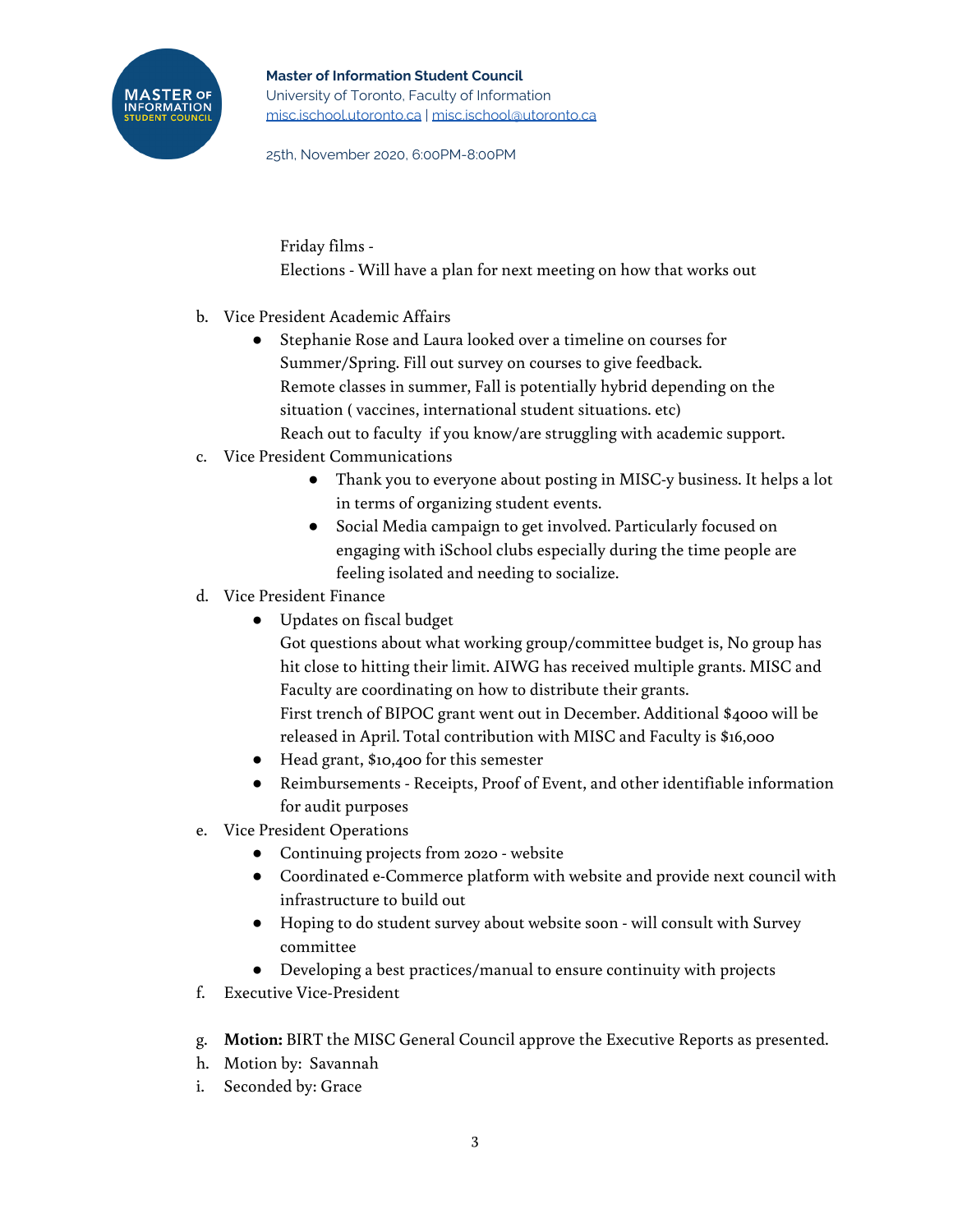Friday films -

Elections - Will have a plan for next meeting on how that works out

b. Vice President Academic Affairs
    - Stephanie Rose and Laura looked over a timeline on courses for Summer/Spring. Fill out survey on courses to give feedback.
      Remote classes in summer, Fall is potentially hybrid depending on the situation ( vaccines, international student situations. etc)
      Reach out to faculty  if you know/are struggling with academic support.
c. Vice President Communications
    - Thank you to everyone about posting in MISC-y business. It helps a lot in terms of organizing student events.
    - Social Media campaign to get involved. Particularly focused on engaging with iSchool clubs especially during the time people are feeling isolated and needing to socialize.
d. Vice President Finance
    - Updates on fiscal budget
      Got questions about what working group/committee budget is, No group has hit close to hitting their limit. AIWG has received multiple grants. MISC and Faculty are coordinating on how to distribute their grants.
      First trench of BIPOC grant went out in December. Additional $4000 will be released in April. Total contribution with MISC and Faculty is $16,000
    - Head grant, $10,400 for this semester
    - Reimbursements - Receipts, Proof of Event, and other identifiable information for audit purposes
e. Vice President Operations
    - Continuing projects from 2020 - website
    - Coordinated e-Commerce platform with website and provide next council with infrastructure to build out
    - Hoping to do student survey about website soon - will consult with Survey committee
    - Developing a best practices/manual to ensure continuity with projects
f. Executive Vice-President

g. **Motion:** BIRT the MISC General Council approve the Executive Reports as presented.
h. Motion by:  Savannah
i. Seconded by: Grace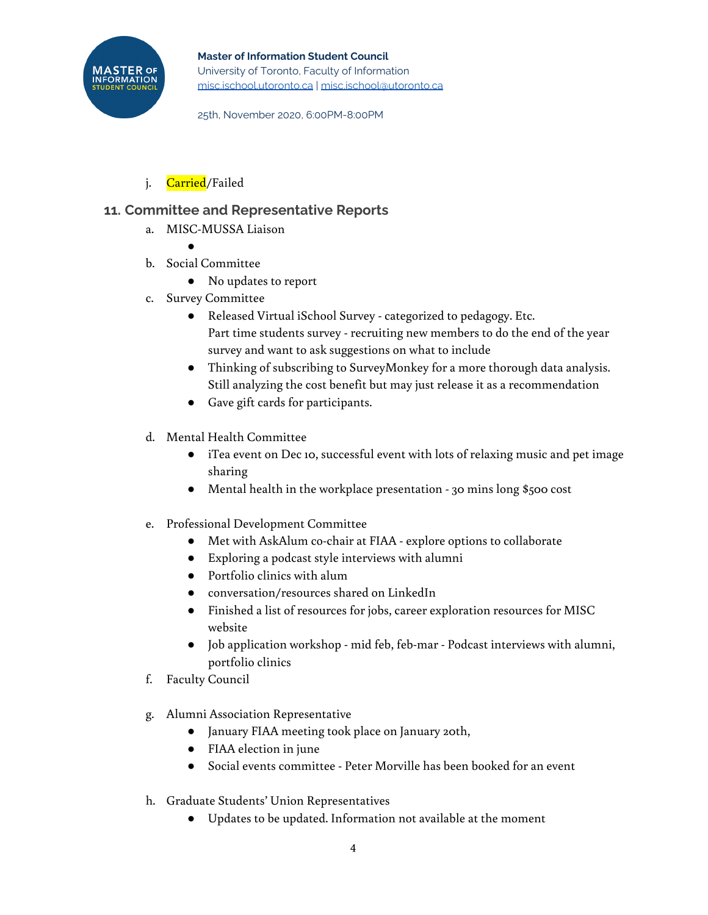j. Carried/Failed

## 11. Committee and Representative Reports

a. MISC-MUSSA Liaison
   - 

b. Social Committee
   - No updates to report

c. Survey Committee
   - Released Virtual iSchool Survey - categorized to pedagogy. Etc.
     Part time students survey - recruiting new members to do the end of the year survey and want to ask suggestions on what to include
   - Thinking of subscribing to SurveyMonkey for a more thorough data analysis. Still analyzing the cost benefit but may just release it as a recommendation
   - Gave gift cards for participants.

d. Mental Health Committee
   - iTea event on Dec 10, successful event with lots of relaxing music and pet image sharing
   - Mental health in the workplace presentation - 30 mins long $500 cost

e. Professional Development Committee
   - Met with AskAlum co-chair at FIAA - explore options to collaborate
   - Exploring a podcast style interviews with alumni
   - Portfolio clinics with alum
   - conversation/resources shared on LinkedIn
   - Finished a list of resources for jobs, career exploration resources for MISC website
   - Job application workshop - mid feb, feb-mar - Podcast interviews with alumni, portfolio clinics

f. Faculty Council

g. Alumni Association Representative
   - January FIAA meeting took place on January 20th,
   - FIAA election in june
   - Social events committee - Peter Morville has been booked for an event

h. Graduate Students' Union Representatives
   - Updates to be updated. Information not available at the moment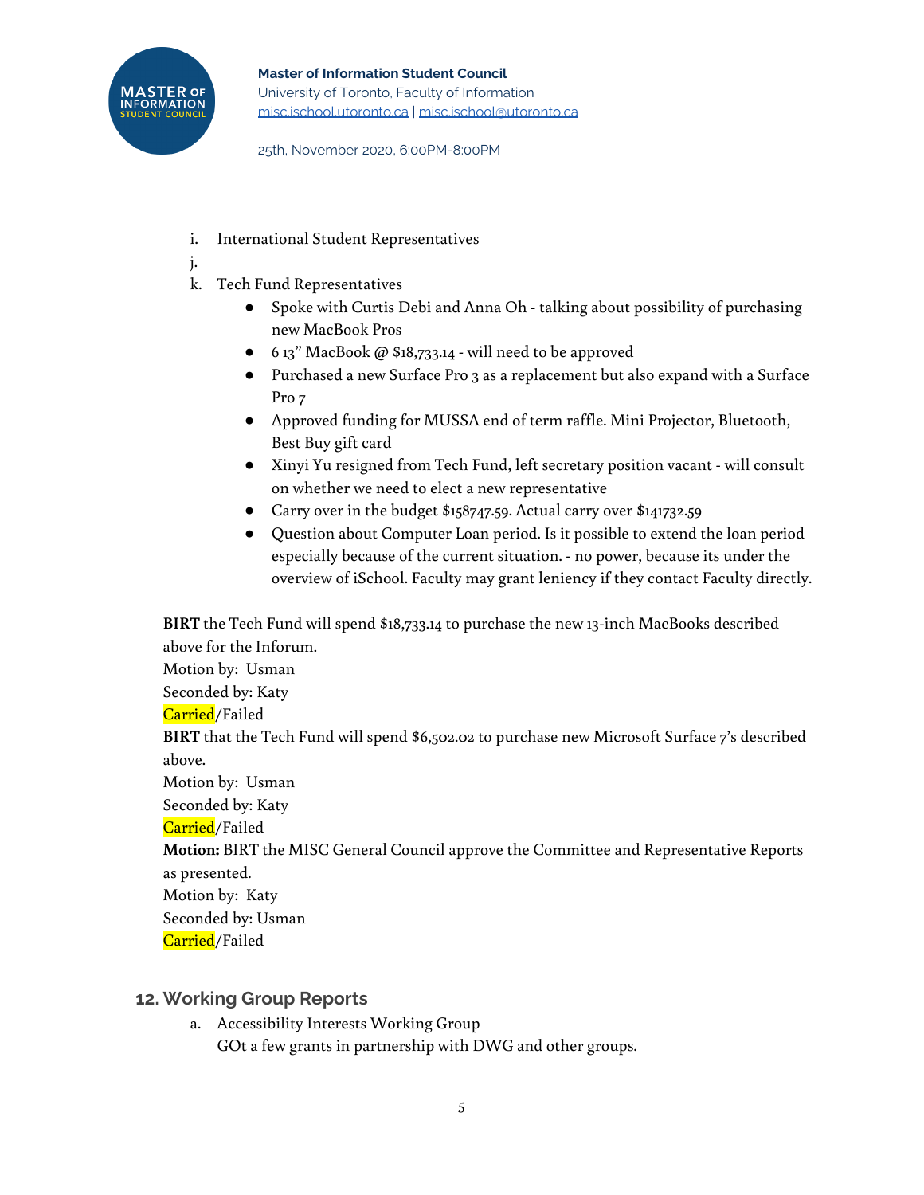i. International Student Representatives

j.

k. Tech Fund Representatives

- Spoke with Curtis Debi and Anna Oh - talking about possibility of purchasing new MacBook Pros
- 6 13" MacBook @ $18,733.14 - will need to be approved
- Purchased a new Surface Pro 3 as a replacement but also expand with a Surface Pro 7
- Approved funding for MUSSA end of term raffle. Mini Projector, Bluetooth, Best Buy gift card
- Xinyi Yu resigned from Tech Fund, left secretary position vacant - will consult on whether we need to elect a new representative
- Carry over in the budget $158747.59. Actual carry over $141732.59
- Question about Computer Loan period. Is it possible to extend the loan period especially because of the current situation. - no power, because its under the overview of iSchool. Faculty may grant leniency if they contact Faculty directly.

**BIRT** the Tech Fund will spend $18,733.14 to purchase the new 13-inch MacBooks described above for the Inforum.
Motion by: Usman
Seconded by: Katy
Carried/Failed

**BIRT** that the Tech Fund will spend $6,502.02 to purchase new Microsoft Surface 7's described above.
Motion by: Usman
Seconded by: Katy
Carried/Failed

**Motion:** BIRT the MISC General Council approve the Committee and Representative Reports as presented.
Motion by: Katy
Seconded by: Usman
Carried/Failed

## 12. Working Group Reports

a. Accessibility Interests Working Group
GOt a few grants in partnership with DWG and other groups.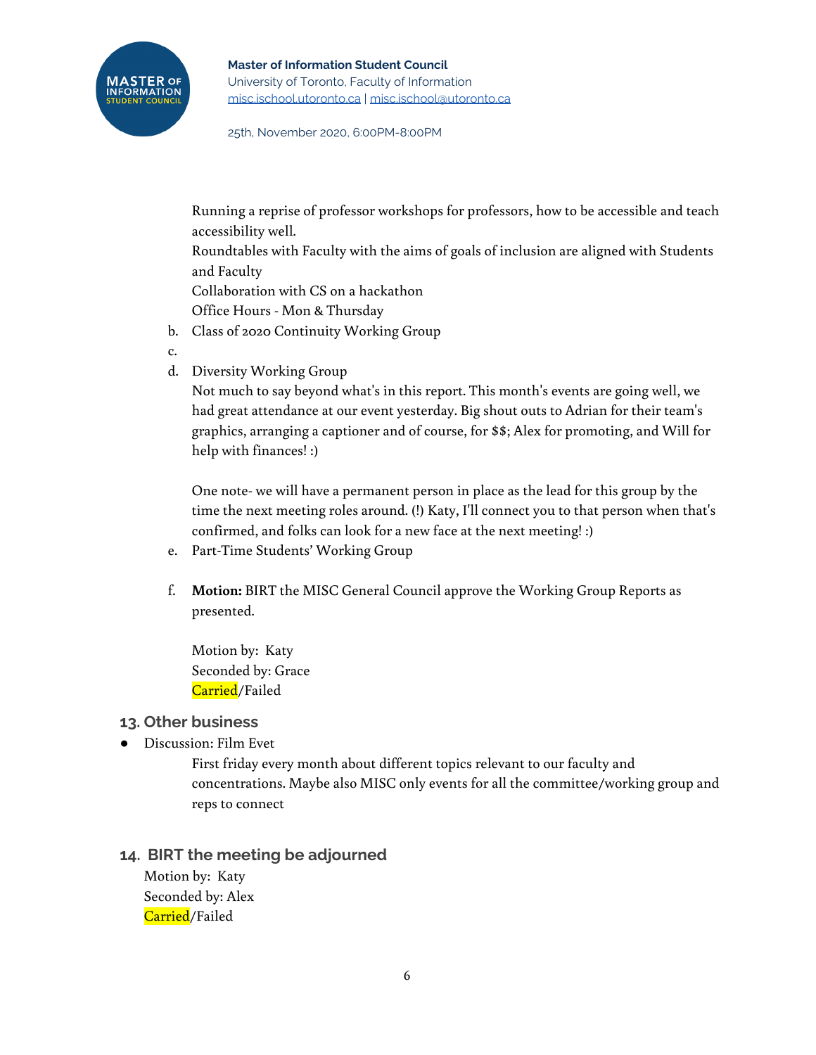Running a reprise of professor workshops for professors, how to be accessible and teach accessibility well.
Roundtables with Faculty with the aims of goals of inclusion are aligned with Students and Faculty
Collaboration with CS on a hackathon
Office Hours - Mon & Thursday

b. Class of 2020 Continuity Working Group

c.

d. Diversity Working Group

Not much to say beyond what's in this report. This month's events are going well, we had great attendance at our event yesterday. Big shout outs to Adrian for their team's graphics, arranging a captioner and of course, for $$; Alex for promoting, and Will for help with finances! :)

One note- we will have a permanent person in place as the lead for this group by the time the next meeting roles around. (!) Katy, I'll connect you to that person when that's confirmed, and folks can look for a new face at the next meeting! :)

e. Part-Time Students' Working Group

f. **Motion:** BIRT the MISC General Council approve the Working Group Reports as presented.

Motion by: Katy
Seconded by: Grace
Carried/Failed

## 13. Other business

- Discussion: Film Evet

  First friday every month about different topics relevant to our faculty and concentrations. Maybe also MISC only events for all the committee/working group and reps to connect

## 14. BIRT the meeting be adjourned

Motion by: Katy
Seconded by: Alex
Carried/Failed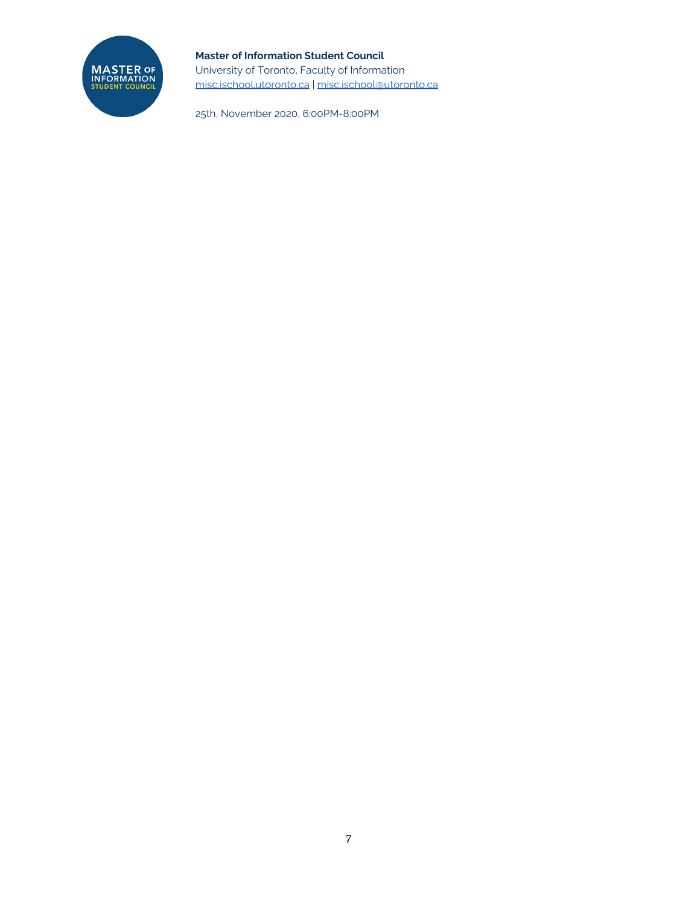**Master of Information Student Council**
University of Toronto, Faculty of Information
misc.ischool.utoronto.ca | misc.ischool@utoronto.ca

25th, November 2020, 6:00PM-8:00PM